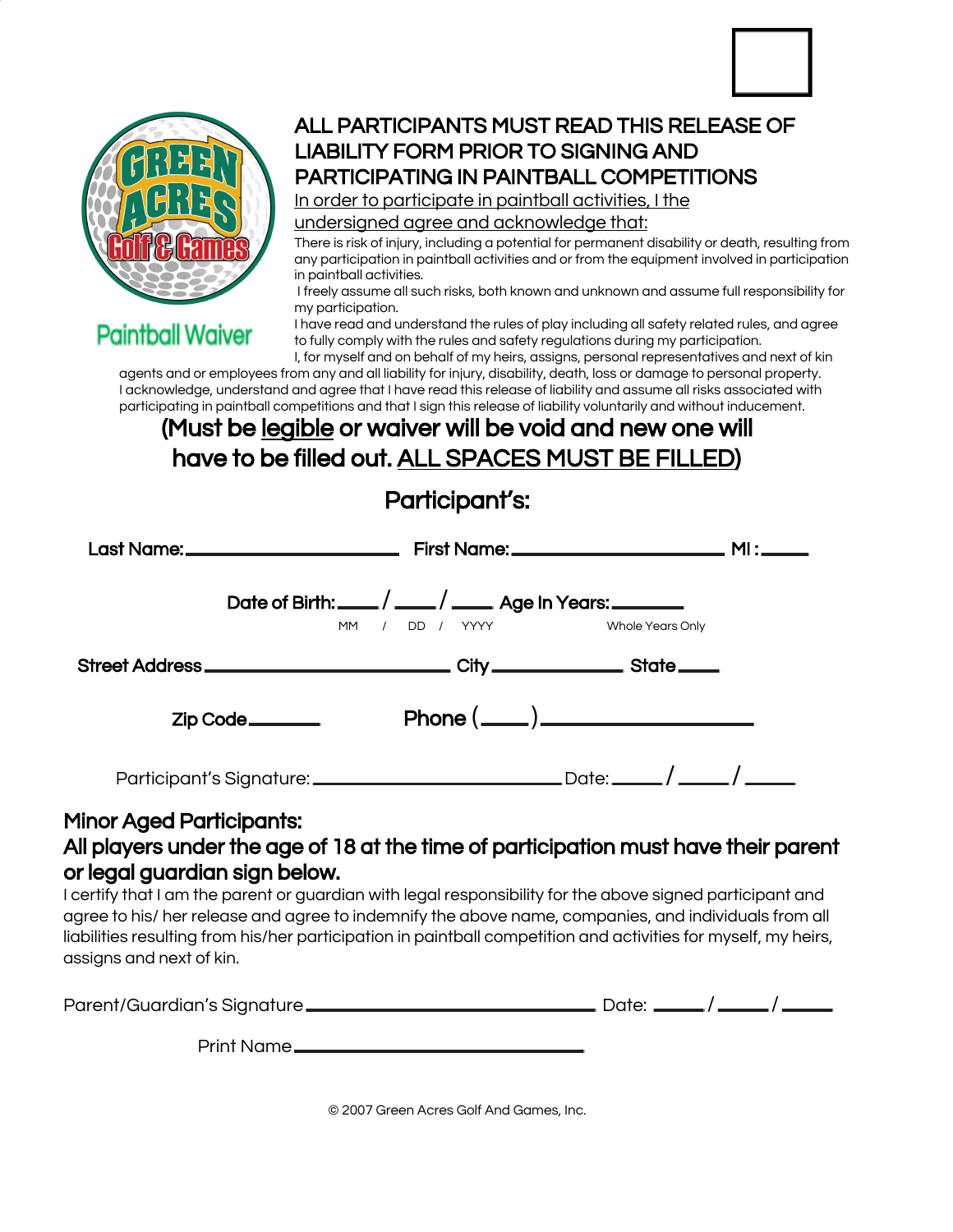Green Acres Golf & Games

**Paintball Waiver**

## ALL PARTICIPANTS MUST READ THIS RELEASE OF LIABILITY FORM PRIOR TO SIGNING AND PARTICIPATING IN PAINTBALL COMPETITIONS

In order to participate in paintball activities, I the undersigned agree and acknowledge that:

There is risk of injury, including a potential for permanent disability or death, resulting from any participation in paintball activities and or from the equipment involved in participation in paintball activities.

I freely assume all such risks, both known and unknown and assume full responsibility for my participation.

I have read and understand the rules of play including all safety related rules, and agree to fully comply with the rules and safety regulations during my participation.

I, for myself and on behalf of my heirs, assigns, personal representatives and next of kin agents and or employees from any and all liability for injury, disability, death, loss or damage to personal property.

I acknowledge, understand and agree that I have read this release of liability and assume all risks associated with participating in paintball competitions and that I sign this release of liability voluntarily and without inducement.

### (Must be legible or waiver will be void and new one will have to be filled out. ALL SPACES MUST BE FILLED)

### Participant's:

**Last Name:** ____________________ **First Name:** ____________________ **MI :** ____

**Date of Birth:** ____ / ____ / ____ **Age In Years:** ______
MM / DD / YYYY Whole Years Only

**Street Address** ____________________ **City** ____________ **State** ____

**Zip Code** ______ **Phone** (____) ________________

Participant's Signature: ____________________ Date: ____ / ____ / ____

### Minor Aged Participants:
### All players under the age of 18 at the time of participation must have their parent or legal guardian sign below.

I certify that I am the parent or guardian with legal responsibility for the above signed participant and agree to his/ her release and agree to indemnify the above name, companies, and individuals from all liabilities resulting from his/her participation in paintball competition and activities for myself, my heirs, assigns and next of kin.

Parent/Guardian's Signature ________________________ Date: ____ / ____ / ____

Print Name ________________________

© 2007 Green Acres Golf And Games, Inc.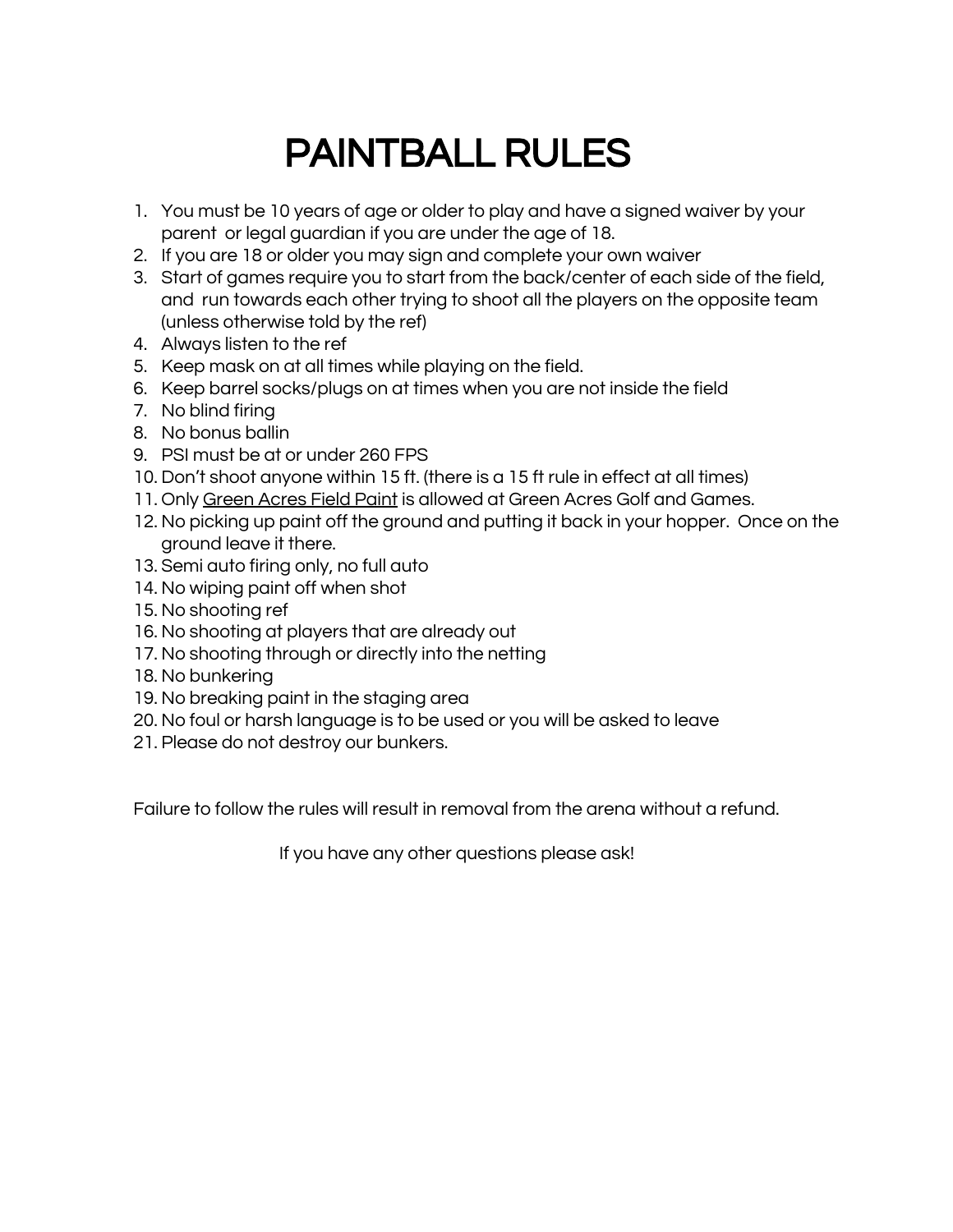# PAINTBALL RULES

1. You must be 10 years of age or older to play and have a signed waiver by your parent or legal guardian if you are under the age of 18.
2. If you are 18 or older you may sign and complete your own waiver
3. Start of games require you to start from the back/center of each side of the field, and run towards each other trying to shoot all the players on the opposite team (unless otherwise told by the ref)
4. Always listen to the ref
5. Keep mask on at all times while playing on the field.
6. Keep barrel socks/plugs on at times when you are not inside the field
7. No blind firing
8. No bonus ballin
9. PSI must be at or under 260 FPS
10. Don't shoot anyone within 15 ft. (there is a 15 ft rule in effect at all times)
11. Only Green Acres Field Paint is allowed at Green Acres Golf and Games.
12. No picking up paint off the ground and putting it back in your hopper. Once on the ground leave it there.
13. Semi auto firing only, no full auto
14. No wiping paint off when shot
15. No shooting ref
16. No shooting at players that are already out
17. No shooting through or directly into the netting
18. No bunkering
19. No breaking paint in the staging area
20. No foul or harsh language is to be used or you will be asked to leave
21. Please do not destroy our bunkers.

Failure to follow the rules will result in removal from the arena without a refund.

If you have any other questions please ask!